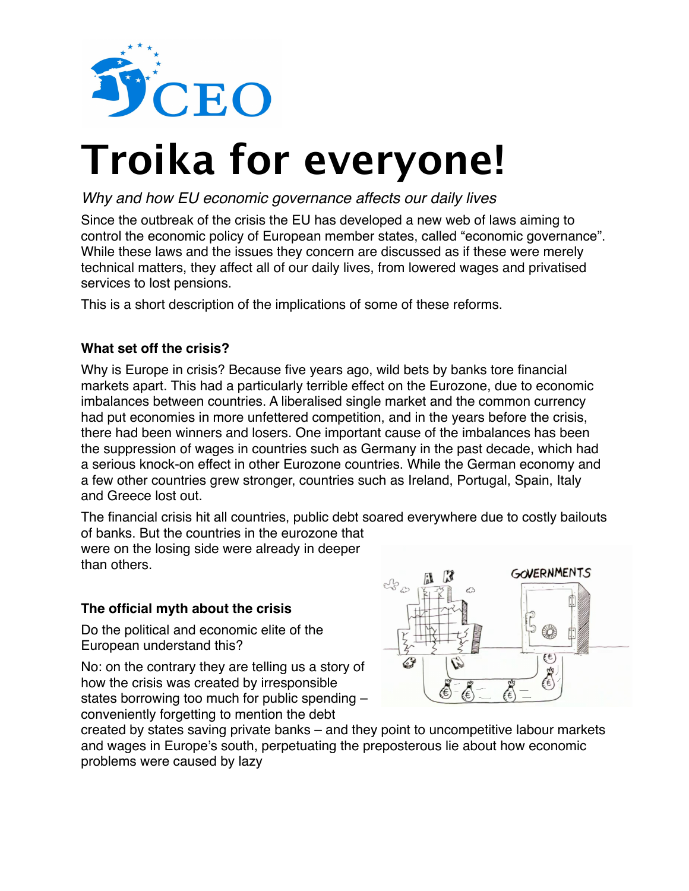# Troika for everyone!

*Why and how EU economic governance affects our daily lives*

Since the outbreak of the crisis the EU has developed a new web of laws aiming to control the economic policy of European member states, called "economic governance". While these laws and the issues they concern are discussed as if these were merely technical matters, they affect all of our daily lives, from lowered wages and privatised services to lost pensions.

This is a short description of the implications of some of these reforms.

### What set off the crisis?

Why is Europe in crisis? Because five years ago, wild bets by banks tore financial markets apart. This had a particularly terrible effect on the Eurozone, due to economic imbalances between countries. A liberalised single market and the common currency had put economies in more unfettered competition, and in the years before the crisis, there had been winners and losers. One important cause of the imbalances has been the suppression of wages in countries such as Germany in the past decade, which had a serious knock-on effect in other Eurozone countries. While the German economy and a few other countries grew stronger, countries such as Ireland, Portugal, Spain, Italy and Greece lost out.

The financial crisis hit all countries, public debt soared everywhere due to costly bailouts of banks. But the countries in the eurozone that were on the losing side were already in deeper than others.

### The official myth about the crisis

Do the political and economic elite of the European understand this?

No: on the contrary they are telling us a story of how the crisis was created by irresponsible states borrowing too much for public spending – conveniently forgetting to mention the debt created by states saving private banks – and they point to uncompetitive labour markets and wages in Europe's south, perpetuating the preposterous lie about how economic problems were caused by lazy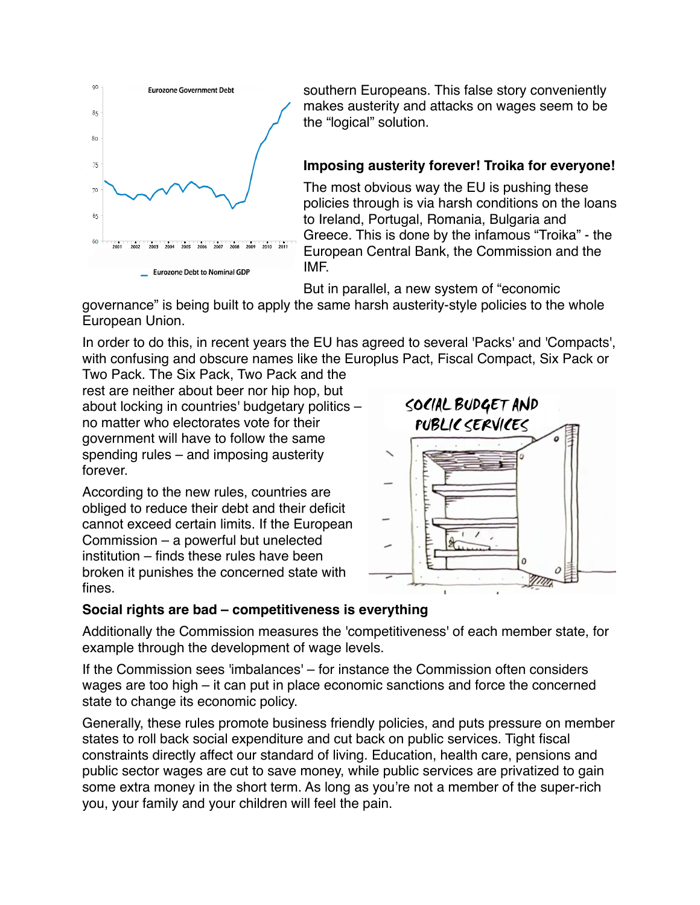southern Europeans. This false story conveniently makes austerity and attacks on wages seem to be the "logical" solution.

**Imposing austerity forever! Troika for everyone!**

The most obvious way the EU is pushing these policies through is via harsh conditions on the loans to Ireland, Portugal, Romania, Bulgaria and Greece. This is done by the infamous "Troika" - the European Central Bank, the Commission and the IMF.

But in parallel, a new system of "economic governance" is being built to apply the same harsh austerity-style policies to the whole European Union.

In order to do this, in recent years the EU has agreed to several 'Packs' and 'Compacts', with confusing and obscure names like the Europlus Pact, Fiscal Compact, Six Pack or Two Pack. The Six Pack, Two Pack and the rest are neither about beer nor hip hop, but about locking in countries' budgetary politics – no matter who electorates vote for their government will have to follow the same spending rules – and imposing austerity forever.

According to the new rules, countries are obliged to reduce their debt and their deficit cannot exceed certain limits. If the European Commission – a powerful but unelected institution – finds these rules have been broken it punishes the concerned state with fines.

**Social rights are bad – competitiveness is everything**

Additionally the Commission measures the 'competitiveness' of each member state, for example through the development of wage levels.

If the Commission sees 'imbalances' – for instance the Commission often considers wages are too high – it can put in place economic sanctions and force the concerned state to change its economic policy.

Generally, these rules promote business friendly policies, and puts pressure on member states to roll back social expenditure and cut back on public services. Tight fiscal constraints directly affect our standard of living. Education, health care, pensions and public sector wages are cut to save money, while public services are privatized to gain some extra money in the short term. As long as you're not a member of the super-rich you, your family and your children will feel the pain.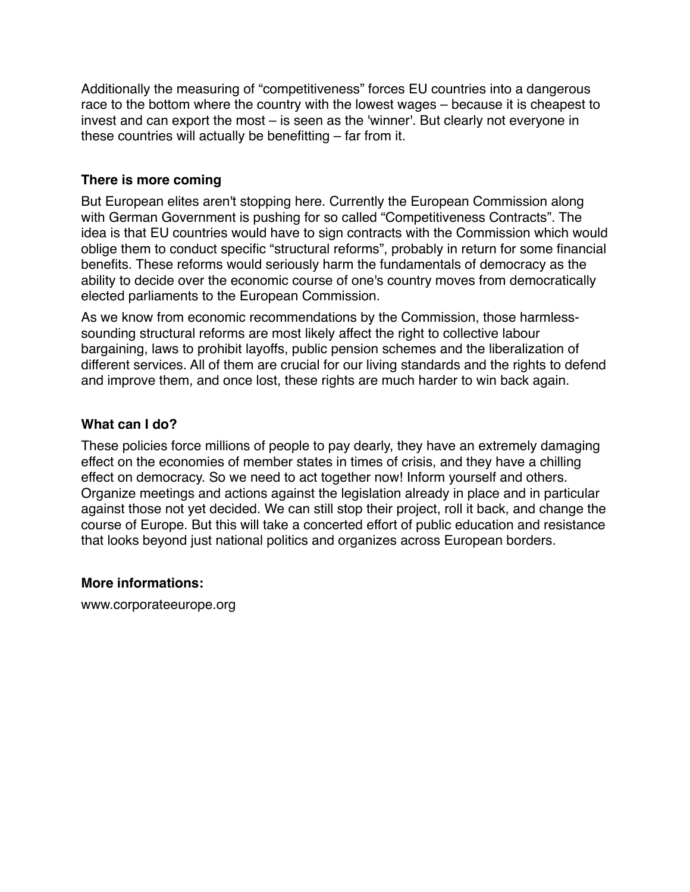Additionally the measuring of "competitiveness" forces EU countries into a dangerous race to the bottom where the country with the lowest wages – because it is cheapest to invest and can export the most – is seen as the 'winner'. But clearly not everyone in these countries will actually be benefitting – far from it.

### There is more coming

But European elites aren't stopping here. Currently the European Commission along with German Government is pushing for so called "Competitiveness Contracts". The idea is that EU countries would have to sign contracts with the Commission which would oblige them to conduct specific "structural reforms", probably in return for some financial benefits. These reforms would seriously harm the fundamentals of democracy as the ability to decide over the economic course of one's country moves from democratically elected parliaments to the European Commission.

As we know from economic recommendations by the Commission, those harmless-sounding structural reforms are most likely affect the right to collective labour bargaining, laws to prohibit layoffs, public pension schemes and the liberalization of different services. All of them are crucial for our living standards and the rights to defend and improve them, and once lost, these rights are much harder to win back again.

### What can I do?

These policies force millions of people to pay dearly, they have an extremely damaging effect on the economies of member states in times of crisis, and they have a chilling effect on democracy. So we need to act together now! Inform yourself and others. Organize meetings and actions against the legislation already in place and in particular against those not yet decided. We can still stop their project, roll it back, and change the course of Europe. But this will take a concerted effort of public education and resistance that looks beyond just national politics and organizes across European borders.

### More informations:

www.corporateeurope.org